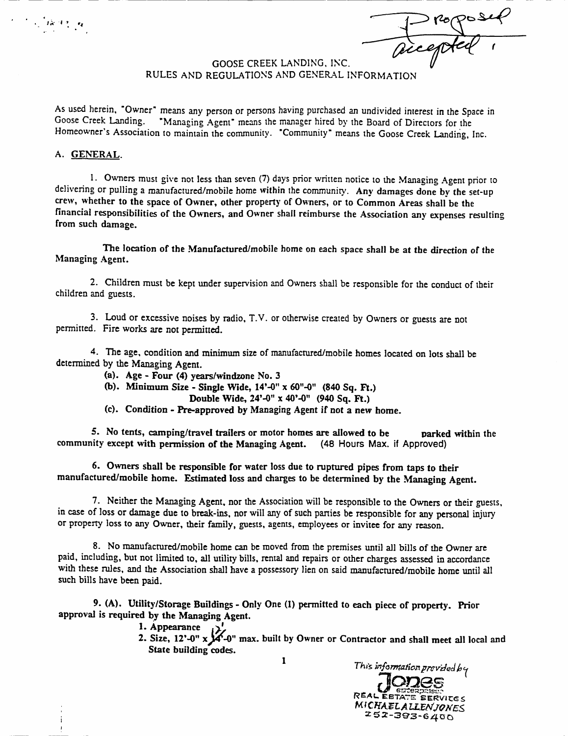Proposal accepted

# GOOSE CREEK LANDING, INC.
## RULES AND REGULATIONS AND GENERAL INFORMATION

As used herein, "Owner" means any person or persons having purchased an undivided interest in the Space in Goose Creek Landing. "Managing Agent" means the manager hired by the Board of Directors for the Homeowner's Association to maintain the community. "Community" means the Goose Creek Landing, Inc.

A. GENERAL.

1. Owners must give not less than seven (7) days prior written notice to the Managing Agent prior to delivering or pulling a manufactured/mobile home within the community. **Any damages done by the set-up crew, whether to the space of Owner, other property of Owners, or to Common Areas shall be the financial responsibilities of the Owners, and Owner shall reimburse the Association any expenses resulting from such damage.**

**The location of the Manufactured/mobile home on each space shall be at the direction of the Managing Agent.**

2. Children must be kept under supervision and Owners shall be responsible for the conduct of their children and guests.

3. Loud or excessive noises by radio, T.V. or otherwise created by Owners or guests are not permitted. Fire works are not permitted.

4. The age, condition and minimum size of manufactured/mobile homes located on lots shall be determined by the Managing Agent.
   - **(a). Age - Four (4) years/windzone No. 3**
   - **(b). Minimum Size - Single Wide, 14'-0" x 60"-0" (840 Sq. Ft.)**
     **Double Wide, 24'-0" x 40'-0" (940 Sq. Ft.)**
   - **(c). Condition - Pre-approved by Managing Agent if not a new home.**

**5. No tents, camping/travel trailers or motor homes are allowed to be parked within the community except with permission of the Managing Agent.** (48 Hours Max. if Approved)

**6. Owners shall be responsible for water loss due to ruptured pipes from taps to their manufactured/mobile home. Estimated loss and charges to be determined by the Managing Agent.**

7. Neither the Managing Agent, nor the Association will be responsible to the Owners or their guests, in case of loss or damage due to break-ins, nor will any of such parties be responsible for any personal injury or property loss to any Owner, their family, guests, agents, employees or invitee for any reason.

8. No manufactured/mobile home can be moved from the premises until all bills of the Owner are paid, including, but not limited to, all utility bills, rental and repairs or other charges assessed in accordance with these rules, and the Association shall have a possessory lien on said manufactured/mobile home until all such bills have been paid.

**9. (A). Utility/Storage Buildings - Only One (1) permitted to each piece of property. Prior approval is required by the Managing Agent.**
   1. **Appearance**
   2. **Size, 12'-0" x 12'-0" max. built by Owner or Contractor and shall meet all local and State building codes.**

This information provided by Jones Enterprises Real Estate Services
MICHAEL ALLEN JONES
252-393-6400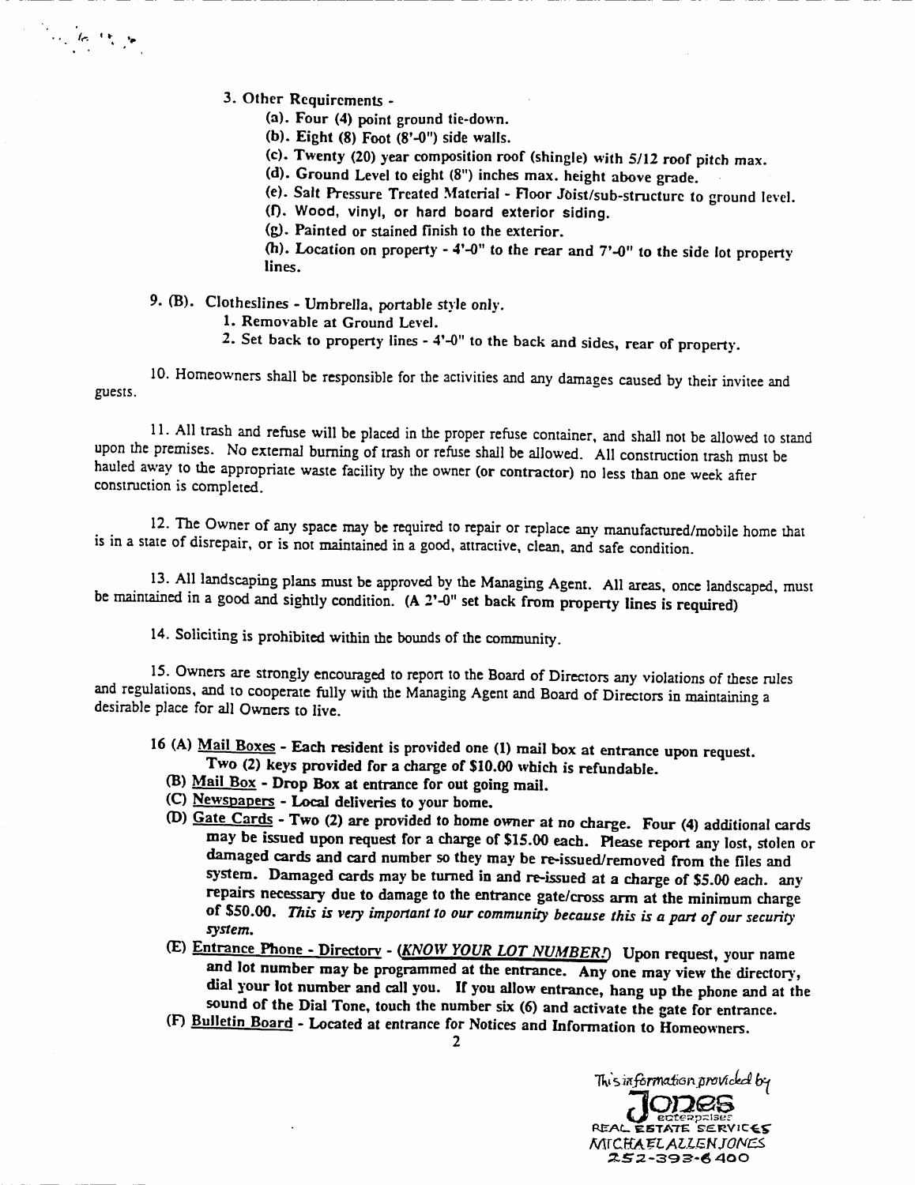3. Other Requirements -

(a). Four (4) point ground tie-down.

(b). Eight (8) Foot (8'-0") side walls.

(c). Twenty (20) year composition roof (shingle) with 5/12 roof pitch max.

(d). Ground Level to eight (8") inches max. height above grade.

(e). Salt Pressure Treated Material - Floor Joist/sub-structure to ground level.

(f). Wood, vinyl, or hard board exterior siding.

(g). Painted or stained finish to the exterior.

(h). Location on property - 4'-0" to the rear and 7'-0" to the side lot property lines.

9. (B). Clotheslines - Umbrella, portable style only.

1. Removable at Ground Level.
2. Set back to property lines - 4'-0" to the back and sides, rear of property.

10. Homeowners shall be responsible for the activities and any damages caused by their invitee and guests.

11. All trash and refuse will be placed in the proper refuse container, and shall not be allowed to stand upon the premises. No external burning of trash or refuse shall be allowed. All construction trash must be hauled away to the appropriate waste facility by the owner (or contractor) no less than one week after construction is completed.

12. The Owner of any space may be required to repair or replace any manufactured/mobile home that is in a state of disrepair, or is not maintained in a good, attractive, clean, and safe condition.

13. All landscaping plans must be approved by the Managing Agent. All areas, once landscaped, must be maintained in a good and sightly condition. (A 2'-0" set back from property lines is required)

14. Soliciting is prohibited within the bounds of the community.

15. Owners are strongly encouraged to report to the Board of Directors any violations of these rules and regulations, and to cooperate fully with the Managing Agent and Board of Directors in maintaining a desirable place for all Owners to live.

16 (A) <u>Mail Boxes</u> - Each resident is provided one (1) mail box at entrance upon request. Two (2) keys provided for a charge of $10.00 which is refundable.

(B) <u>Mail Box</u> - Drop Box at entrance for out going mail.

(C) <u>Newspapers</u> - Local deliveries to your home.

(D) <u>Gate Cards</u> - Two (2) are provided to home owner at no charge. Four (4) additional cards may be issued upon request for a charge of $15.00 each. Please report any lost, stolen or damaged cards and card number so they may be re-issued/removed from the files and system. Damaged cards may be turned in and re-issued at a charge of $5.00 each. any repairs necessary due to damage to the entrance gate/cross arm at the minimum charge of $50.00. *This is very important to our community because this is a part of our security system.*

(E) <u>Entrance Phone - Directory</u> - (*<u>KNOW YOUR LOT NUMBER!</u>*) Upon request, your name and lot number may be programmed at the entrance. Any one may view the directory, dial your lot number and call you. If you allow entrance, hang up the phone and at the sound of the Dial Tone, touch the number six (6) and activate the gate for entrance.

(F) <u>Bulletin Board</u> - Located at entrance for Notices and Information to Homeowners.

This information provided by
Jones enterprises
REAL ESTATE SERVICES
MICHAEL ALLEN JONES
252-393-6400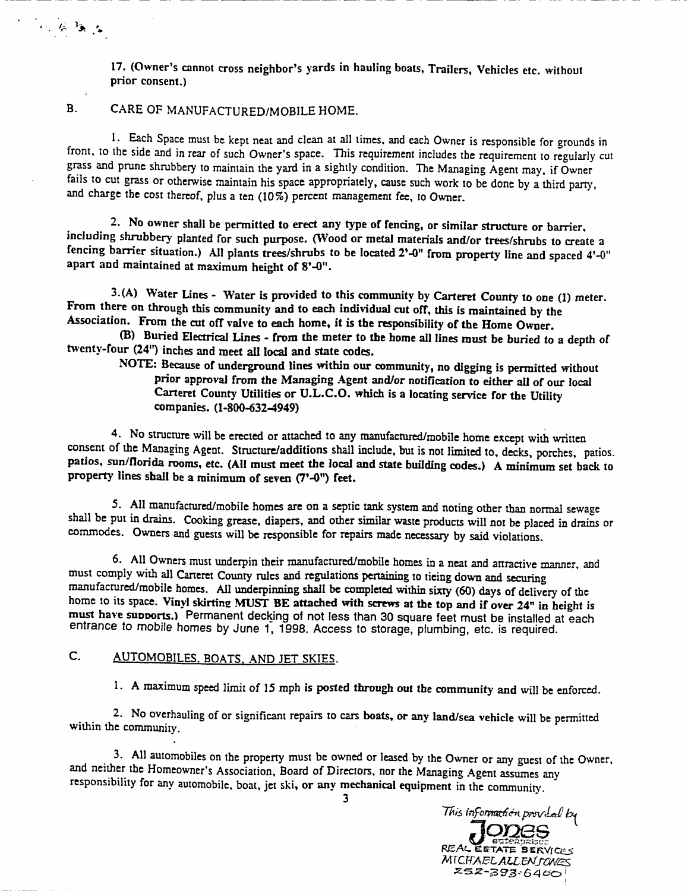17. (Owner's cannot cross neighbor's yards in hauling boats, Trailers, Vehicles etc. without prior consent.)

## B. CARE OF MANUFACTURED/MOBILE HOME.

1. Each Space must be kept neat and clean at all times, and each Owner is responsible for grounds in front, to the side and in rear of such Owner's space. This requirement includes the requirement to regularly cut grass and prune shrubbery to maintain the yard in a sightly condition. The Managing Agent may, if Owner fails to cut grass or otherwise maintain his space appropriately, cause such work to be done by a third party, and charge the cost thereof, plus a ten (10%) percent management fee, to Owner.

2. No owner shall be permitted to erect any type of fencing, or similar structure or barrier, including shrubbery planted for such purpose. **(Wood or metal materials and/or trees/shrubs to create a fencing barrier situation.) All plants trees/shrubs to be located 2'-0" from property line and spaced 4'-0" apart and maintained at maximum height of 8'-0".**

3.(A) **Water Lines - Water is provided to this community by Carteret County to one (1) meter. From there on through this community and to each individual cut off, this is maintained by the Association. From the cut off valve to each home, it is the responsibility of the Home Owner.**

**(B) Buried Electrical Lines - from the meter to the home all lines must be buried to a depth of twenty-four (24") inches and meet all local and state codes.**

**NOTE: Because of underground lines within our community, no digging is permitted without prior approval from the Managing Agent and/or notification to either all of our local Carteret County Utilities or U.L.C.O. which is a locating service for the Utility companies. (1-800-632-4949)**

4. No structure will be erected or attached to any manufactured/mobile home except with written consent of the Managing Agent. Structure/additions shall include, but is not limited to, decks, porches, patios. **patios, sun/florida rooms, etc. (All must meet the local and state building codes.) A minimum set back to property lines shall be a minimum of seven (7'-0") feet.**

5. All manufactured/mobile homes are on a septic tank system and noting other than normal sewage shall be put in drains. Cooking grease, diapers, and other similar waste products will not be placed in drains or commodes. Owners and guests will be responsible for repairs made necessary by said violations.

6. All Owners must underpin their manufactured/mobile homes in a neat and attractive manner, and must comply with all Carteret County rules and regulations pertaining to tieing down and securing manufactured/mobile homes. All underpinning shall be completed within sixty (60) days of delivery of the home to its space. **Vinyl skirting MUST BE attached with screws at the top and if over 24" in height is must have supports.)** Permanent decking of not less than 30 square feet must be installed at each entrance to mobile homes by June 1, 1998. Access to storage, plumbing, etc. is required.

## C. AUTOMOBILES, BOATS, AND JET SKIES.

1. A maximum speed limit of 15 mph **is posted through out the community** and will be enforced.

2. No overhauling of or significant repairs to cars **boats, or any land/sea vehicle** will be permitted within the community.

3. All automobiles on the property must be owned or leased by the Owner or any guest of the Owner, and neither the Homeowner's Association, Board of Directors, nor the Managing Agent assumes any responsibility for any automobile, boat, jet ski, **or any mechanical equipment** in the community.

*This information provided by*
Jones enterprises
REAL ESTATE SERVICES
MICHAEL ALLEN JONES
252-393-6400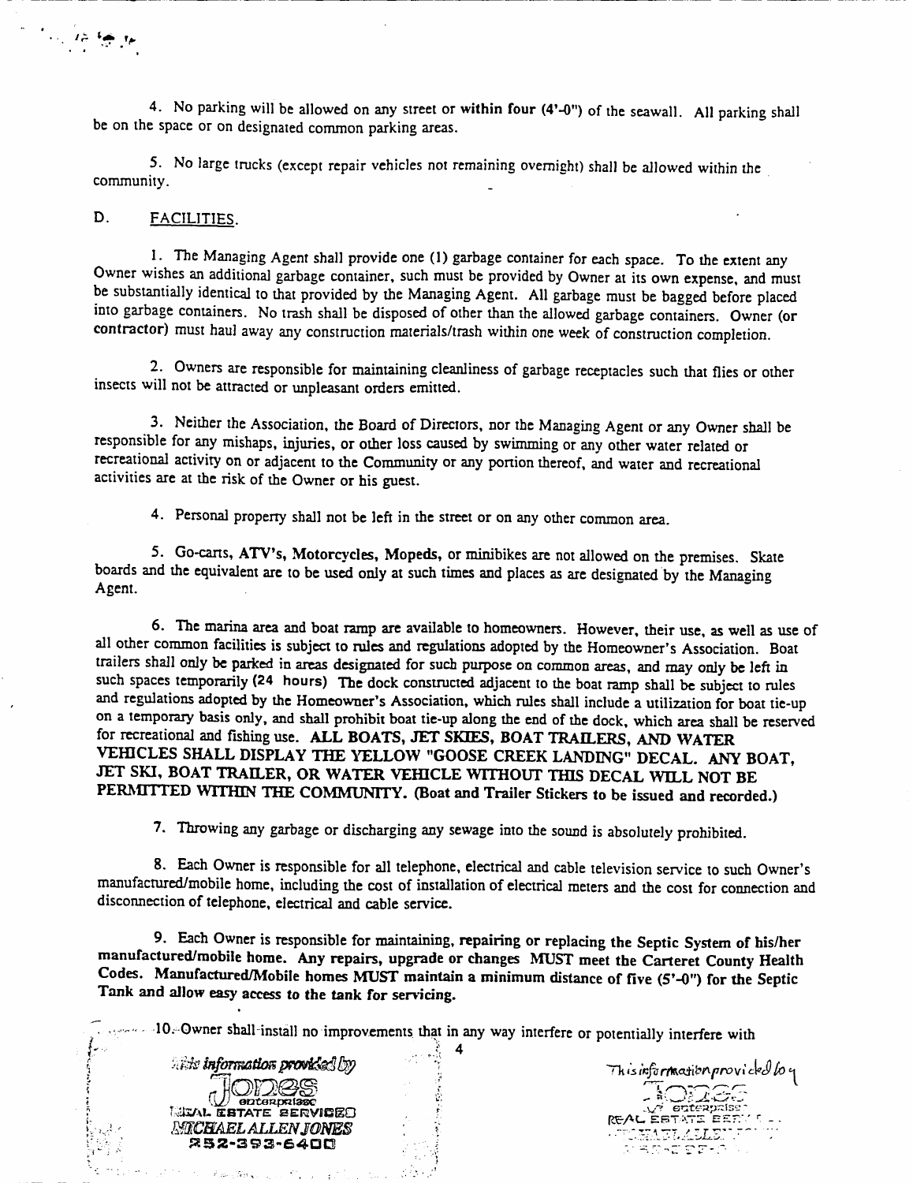4. No parking will be allowed on any street or within four (4'-0") of the seawall. All parking shall be on the space or on designated common parking areas.

5. No large trucks (except repair vehicles not remaining overnight) shall be allowed within the community.

D. FACILITIES.

1. The Managing Agent shall provide one (1) garbage container for each space. To the extent any Owner wishes an additional garbage container, such must be provided by Owner at its own expense, and must be substantially identical to that provided by the Managing Agent. All garbage must be bagged before placed into garbage containers. No trash shall be disposed of other than the allowed garbage containers. Owner (or contractor) must haul away any construction materials/trash within one week of construction completion.

2. Owners are responsible for maintaining cleanliness of garbage receptacles such that flies or other insects will not be attracted or unpleasant orders emitted.

3. Neither the Association, the Board of Directors, nor the Managing Agent or any Owner shall be responsible for any mishaps, injuries, or other loss caused by swimming or any other water related or recreational activity on or adjacent to the Community or any portion thereof, and water and recreational activities are at the risk of the Owner or his guest.

4. Personal property shall not be left in the street or on any other common area.

5. Go-carts, ATV's, Motorcycles, Mopeds, or minibikes are not allowed on the premises. Skate boards and the equivalent are to be used only at such times and places as are designated by the Managing Agent.

6. The marina area and boat ramp are available to homeowners. However, their use, as well as use of all other common facilities is subject to rules and regulations adopted by the Homeowner's Association. Boat trailers shall only be parked in areas designated for such purpose on common areas, and may only be left in such spaces temporarily (24 hours) The dock constructed adjacent to the boat ramp shall be subject to rules and regulations adopted by the Homeowner's Association, which rules shall include a utilization for boat tie-up on a temporary basis only, and shall prohibit boat tie-up along the end of the dock, which area shall be reserved for recreational and fishing use. **ALL BOATS, JET SKIES, BOAT TRAILERS, AND WATER VEHICLES SHALL DISPLAY THE YELLOW "GOOSE CREEK LANDING" DECAL. ANY BOAT, JET SKI, BOAT TRAILER, OR WATER VEHICLE WITHOUT THIS DECAL WILL NOT BE PERMITTED WITHIN THE COMMUNITY. (Boat and Trailer Stickers to be issued and recorded.)**

7. Throwing any garbage or discharging any sewage into the sound is absolutely prohibited.

8. Each Owner is responsible for all telephone, electrical and cable television service to such Owner's manufactured/mobile home, including the cost of installation of electrical meters and the cost for connection and disconnection of telephone, electrical and cable service.

9. Each Owner is responsible for maintaining, repairing or replacing the Septic System of his/her manufactured/mobile home. Any repairs, upgrade or changes MUST meet the Carteret County Health Codes. Manufactured/Mobile homes MUST maintain a minimum distance of five (5'-0") for the Septic Tank and allow easy access to the tank for servicing.

10. Owner shall install no improvements that in any way interfere or potentially interfere with

This information provided by
Jones enterprises
REAL ESTATE SERVICES
MICHAEL ALLEN JONES
252-393-6400

This information provided by
Jones enterprises
REAL ESTATE SERVICES
MICHAEL ALLEN JONES
252-393-6400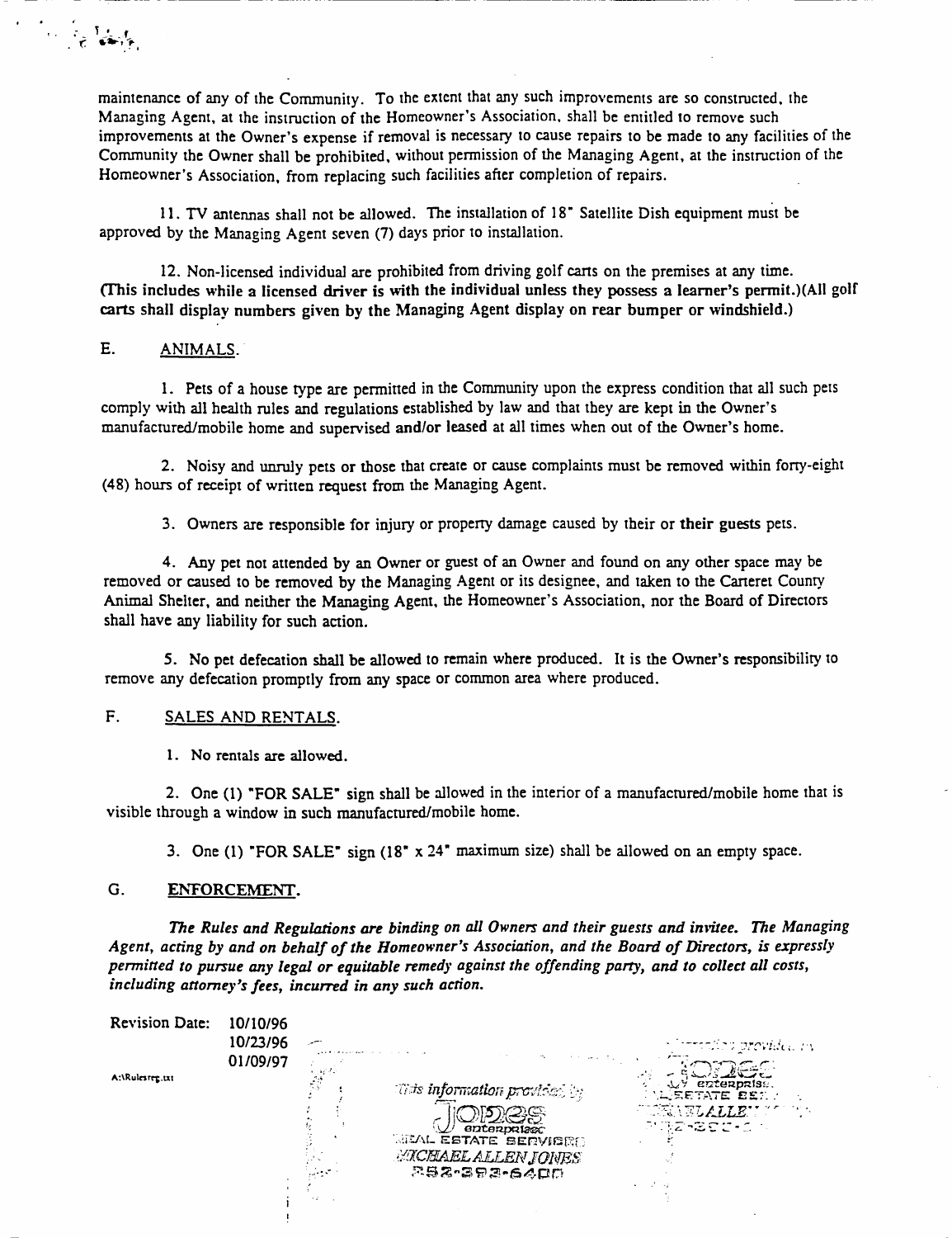maintenance of any of the Community. To the extent that any such improvements are so constructed, the Managing Agent, at the instruction of the Homeowner's Association, shall be entitled to remove such improvements at the Owner's expense if removal is necessary to cause repairs to be made to any facilities of the Community the Owner shall be prohibited, without permission of the Managing Agent, at the instruction of the Homeowner's Association, from replacing such facilities after completion of repairs.

11. TV antennas shall not be allowed. The installation of 18" Satellite Dish equipment must be approved by the Managing Agent seven (7) days prior to installation.

12. Non-licensed individual are prohibited from driving golf carts on the premises at any time. **(This includes while a licensed driver is with the individual unless they possess a learner's permit.)(All golf carts shall display numbers given by the Managing Agent display on rear bumper or windshield.)**

E. ANIMALS.

1. Pets of a house type are permitted in the Community upon the express condition that all such pets comply with all health rules and regulations established by law and that they are kept in the Owner's manufactured/mobile home and supervised **and/or leased** at all times when out of the Owner's home.

2. Noisy and unruly pets or those that create or cause complaints must be removed within forty-eight (48) hours of receipt of written request from the Managing Agent.

3. Owners are responsible for injury or property damage caused by their or **their guests** pets.

4. Any pet not attended by an Owner or guest of an Owner and found on any other space may be removed or caused to be removed by the Managing Agent or its designee, and taken to the Carteret County Animal Shelter, and neither the Managing Agent, the Homeowner's Association, nor the Board of Directors shall have any liability for such action.

5. No pet defecation shall be allowed to remain where produced. It is the Owner's responsibility to remove any defecation promptly from any space or common area where produced.

F. SALES AND RENTALS.

1. No rentals are allowed.

2. One (1) "FOR SALE" sign shall be allowed in the interior of a manufactured/mobile home that is visible through a window in such manufactured/mobile home.

3. One (1) "FOR SALE" sign (18" x 24" maximum size) shall be allowed on an empty space.

G. **ENFORCEMENT.**

*The Rules and Regulations are binding on all Owners and their guests and invitee. The Managing Agent, acting by and on behalf of the Homeowner's Association, and the Board of Directors, is expressly permitted to pursue any legal or equitable remedy against the offending party, and to collect all costs, including attorney's fees, incurred in any such action.*

Revision Date: 10/10/96
10/23/96
01/09/97

A:\Rulesreg.txt

This information provided by
Jones enterprises
REAL ESTATE SERVICES
MICHAEL ALLEN JONES
252-393-6400